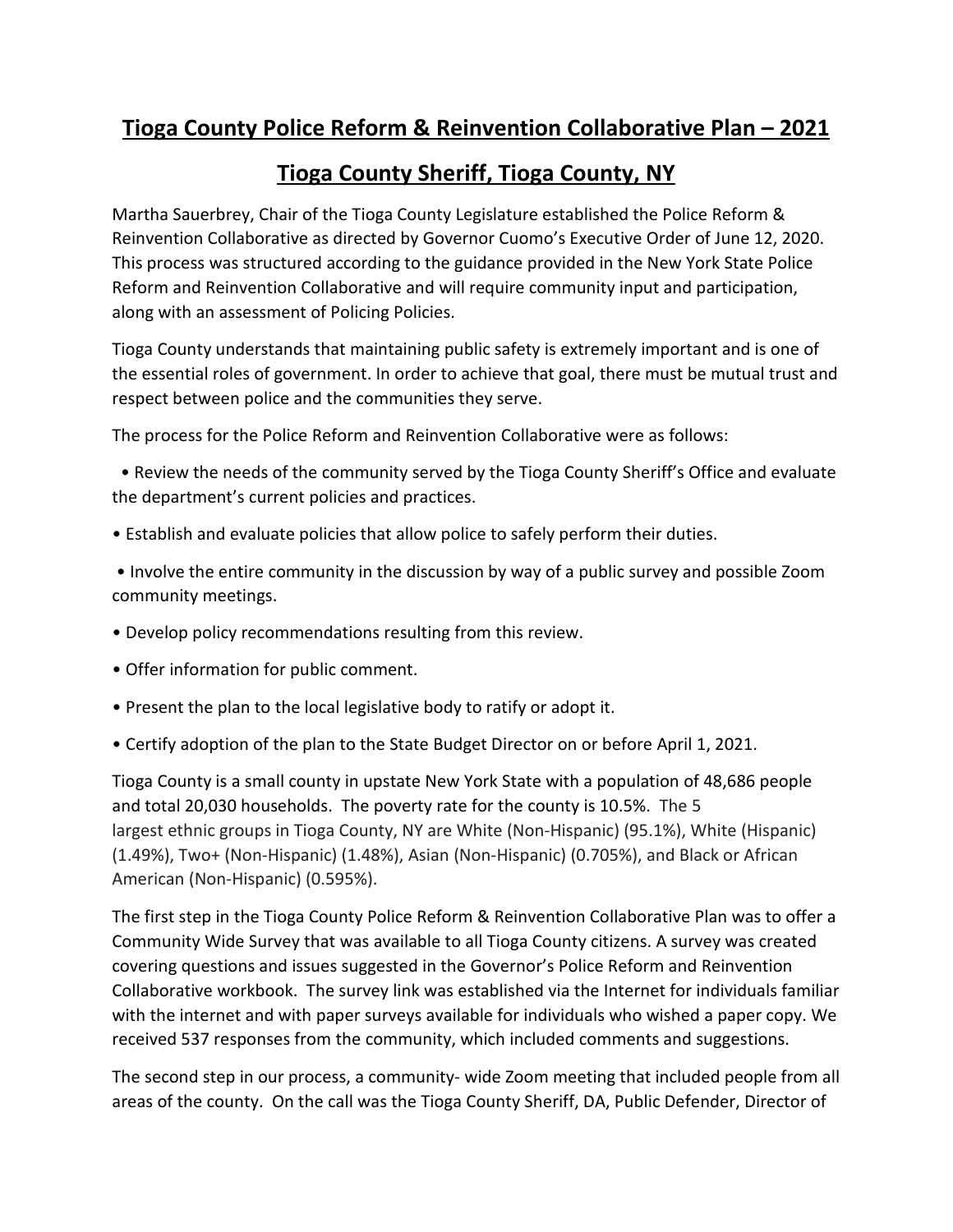# Tioga County Police Reform & Reinvention Collaborative Plan – 2021

# Tioga County Sheriff, Tioga County, NY

Martha Sauerbrey, Chair of the Tioga County Legislature established the Police Reform & Reinvention Collaborative as directed by Governor Cuomo's Executive Order of June 12, 2020. This process was structured according to the guidance provided in the New York State Police Reform and Reinvention Collaborative and will require community input and participation, along with an assessment of Policing Policies.

Tioga County understands that maintaining public safety is extremely important and is one of the essential roles of government. In order to achieve that goal, there must be mutual trust and respect between police and the communities they serve.

The process for the Police Reform and Reinvention Collaborative were as follows:

- Review the needs of the community served by the Tioga County Sheriff's Office and evaluate the department's current policies and practices.
- Establish and evaluate policies that allow police to safely perform their duties.
- Involve the entire community in the discussion by way of a public survey and possible Zoom community meetings.
- Develop policy recommendations resulting from this review.
- Offer information for public comment.
- Present the plan to the local legislative body to ratify or adopt it.
- Certify adoption of the plan to the State Budget Director on or before April 1, 2021.

Tioga County is a small county in upstate New York State with a population of 48,686 people and total 20,030 households. The poverty rate for the county is 10.5%. The 5 largest ethnic groups in Tioga County, NY are White (Non-Hispanic) (95.1%), White (Hispanic) (1.49%), Two+ (Non-Hispanic) (1.48%), Asian (Non-Hispanic) (0.705%), and Black or African American (Non-Hispanic) (0.595%).

The first step in the Tioga County Police Reform & Reinvention Collaborative Plan was to offer a Community Wide Survey that was available to all Tioga County citizens. A survey was created covering questions and issues suggested in the Governor's Police Reform and Reinvention Collaborative workbook. The survey link was established via the Internet for individuals familiar with the internet and with paper surveys available for individuals who wished a paper copy. We received 537 responses from the community, which included comments and suggestions.

The second step in our process, a community- wide Zoom meeting that included people from all areas of the county. On the call was the Tioga County Sheriff, DA, Public Defender, Director of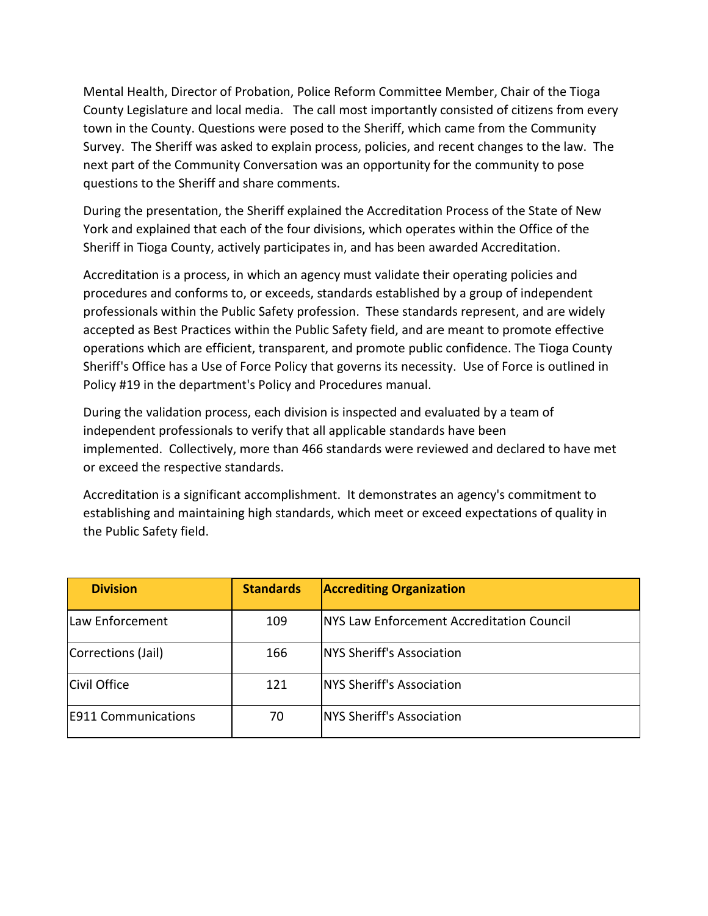Mental Health, Director of Probation, Police Reform Committee Member, Chair of the Tioga County Legislature and local media. The call most importantly consisted of citizens from every town in the County. Questions were posed to the Sheriff, which came from the Community Survey. The Sheriff was asked to explain process, policies, and recent changes to the law. The next part of the Community Conversation was an opportunity for the community to pose questions to the Sheriff and share comments.

During the presentation, the Sheriff explained the Accreditation Process of the State of New York and explained that each of the four divisions, which operates within the Office of the Sheriff in Tioga County, actively participates in, and has been awarded Accreditation.

Accreditation is a process, in which an agency must validate their operating policies and procedures and conforms to, or exceeds, standards established by a group of independent professionals within the Public Safety profession. These standards represent, and are widely accepted as Best Practices within the Public Safety field, and are meant to promote effective operations which are efficient, transparent, and promote public confidence. The Tioga County Sheriff's Office has a Use of Force Policy that governs its necessity. Use of Force is outlined in Policy #19 in the department's Policy and Procedures manual.

During the validation process, each division is inspected and evaluated by a team of independent professionals to verify that all applicable standards have been implemented. Collectively, more than 466 standards were reviewed and declared to have met or exceed the respective standards.

Accreditation is a significant accomplishment. It demonstrates an agency's commitment to establishing and maintaining high standards, which meet or exceed expectations of quality in the Public Safety field.

| Division | Standards | Accrediting Organization |
| --- | --- | --- |
| Law Enforcement | 109 | NYS Law Enforcement Accreditation Council |
| Corrections (Jail) | 166 | NYS Sheriff's Association |
| Civil Office | 121 | NYS Sheriff's Association |
| E911 Communications | 70 | NYS Sheriff's Association |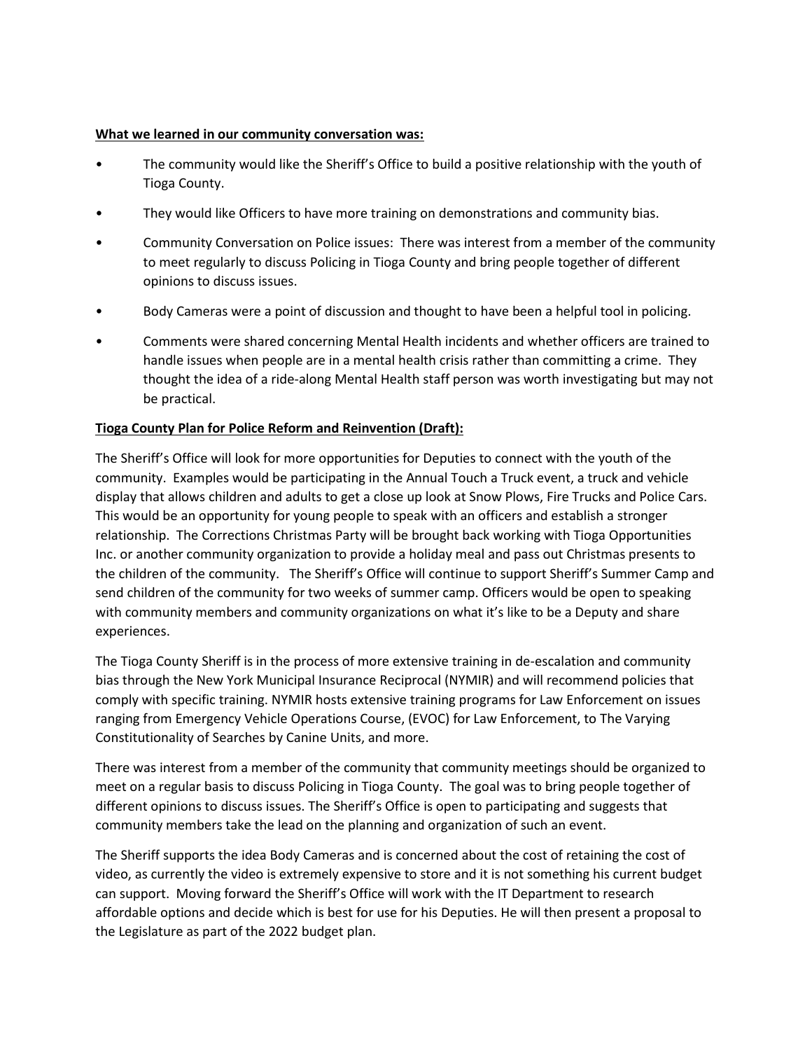**What we learned in our community conversation was:**

- The community would like the Sheriff's Office to build a positive relationship with the youth of Tioga County.
- They would like Officers to have more training on demonstrations and community bias.
- Community Conversation on Police issues: There was interest from a member of the community to meet regularly to discuss Policing in Tioga County and bring people together of different opinions to discuss issues.
- Body Cameras were a point of discussion and thought to have been a helpful tool in policing.
- Comments were shared concerning Mental Health incidents and whether officers are trained to handle issues when people are in a mental health crisis rather than committing a crime. They thought the idea of a ride-along Mental Health staff person was worth investigating but may not be practical.

**Tioga County Plan for Police Reform and Reinvention (Draft):**

The Sheriff's Office will look for more opportunities for Deputies to connect with the youth of the community. Examples would be participating in the Annual Touch a Truck event, a truck and vehicle display that allows children and adults to get a close up look at Snow Plows, Fire Trucks and Police Cars. This would be an opportunity for young people to speak with an officers and establish a stronger relationship. The Corrections Christmas Party will be brought back working with Tioga Opportunities Inc. or another community organization to provide a holiday meal and pass out Christmas presents to the children of the community. The Sheriff's Office will continue to support Sheriff's Summer Camp and send children of the community for two weeks of summer camp. Officers would be open to speaking with community members and community organizations on what it's like to be a Deputy and share experiences.

The Tioga County Sheriff is in the process of more extensive training in de-escalation and community bias through the New York Municipal Insurance Reciprocal (NYMIR) and will recommend policies that comply with specific training. NYMIR hosts extensive training programs for Law Enforcement on issues ranging from Emergency Vehicle Operations Course, (EVOC) for Law Enforcement, to The Varying Constitutionality of Searches by Canine Units, and more.

There was interest from a member of the community that community meetings should be organized to meet on a regular basis to discuss Policing in Tioga County. The goal was to bring people together of different opinions to discuss issues. The Sheriff's Office is open to participating and suggests that community members take the lead on the planning and organization of such an event.

The Sheriff supports the idea Body Cameras and is concerned about the cost of retaining the cost of video, as currently the video is extremely expensive to store and it is not something his current budget can support. Moving forward the Sheriff's Office will work with the IT Department to research affordable options and decide which is best for use for his Deputies. He will then present a proposal to the Legislature as part of the 2022 budget plan.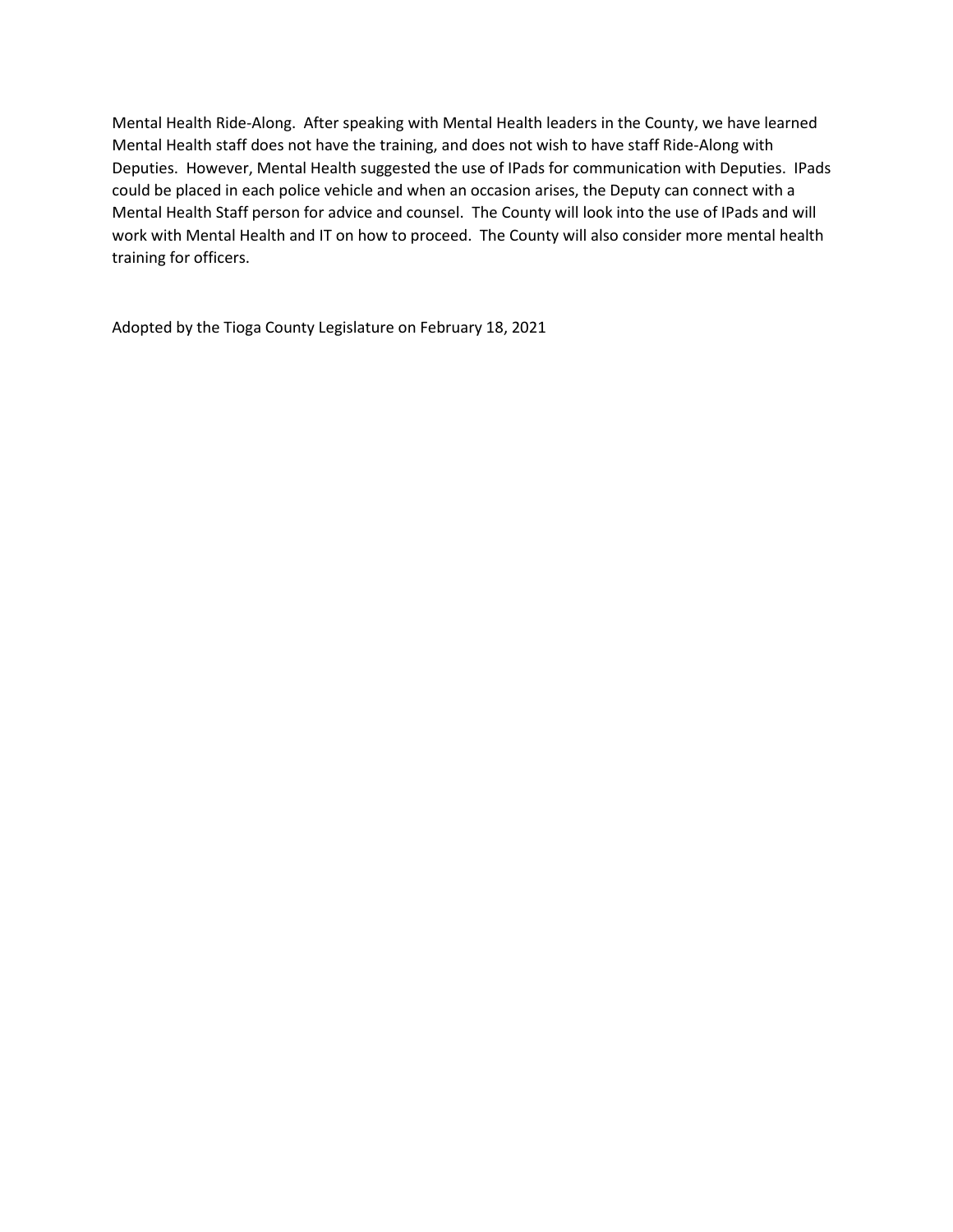Mental Health Ride-Along. After speaking with Mental Health leaders in the County, we have learned Mental Health staff does not have the training, and does not wish to have staff Ride-Along with Deputies. However, Mental Health suggested the use of IPads for communication with Deputies. IPads could be placed in each police vehicle and when an occasion arises, the Deputy can connect with a Mental Health Staff person for advice and counsel. The County will look into the use of IPads and will work with Mental Health and IT on how to proceed. The County will also consider more mental health training for officers.

Adopted by the Tioga County Legislature on February 18, 2021